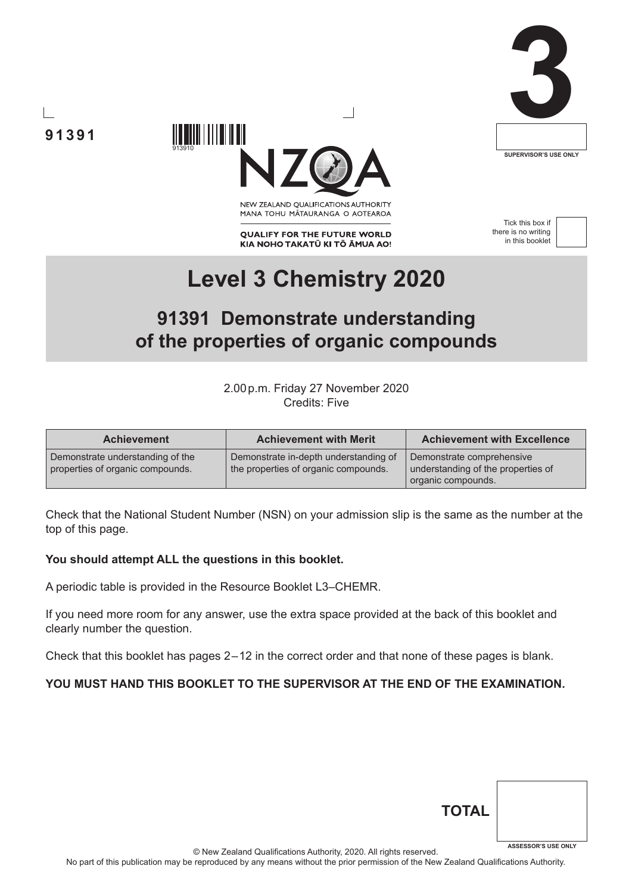91391

NEW ZEALAND QUALIFICATIONS AUTHORITY
MANA TOHU MĀTAURANGA O AOTEAROA

QUALIFY FOR THE FUTURE WORLD
KIA NOHO TAKATŪ KI TŌ ĀMUA AO!

3

SUPERVISOR'S USE ONLY

Tick this box if there is no writing in this booklet

# Level 3 Chemistry 2020

## 91391 Demonstrate understanding of the properties of organic compounds

2.00 p.m. Friday 27 November 2020
Credits: Five

| Achievement | Achievement with Merit | Achievement with Excellence |
| --- | --- | --- |
| Demonstrate understanding of the properties of organic compounds. | Demonstrate in-depth understanding of the properties of organic compounds. | Demonstrate comprehensive understanding of the properties of organic compounds. |

Check that the National Student Number (NSN) on your admission slip is the same as the number at the top of this page.

**You should attempt ALL the questions in this booklet.**

A periodic table is provided in the Resource Booklet L3–CHEMR.

If you need more room for any answer, use the extra space provided at the back of this booklet and clearly number the question.

Check that this booklet has pages 2–12 in the correct order and that none of these pages is blank.

**YOU MUST HAND THIS BOOKLET TO THE SUPERVISOR AT THE END OF THE EXAMINATION.**

**TOTAL**

ASSESSOR'S USE ONLY

© New Zealand Qualifications Authority, 2020. All rights reserved.
No part of this publication may be reproduced by any means without the prior permission of the New Zealand Qualifications Authority.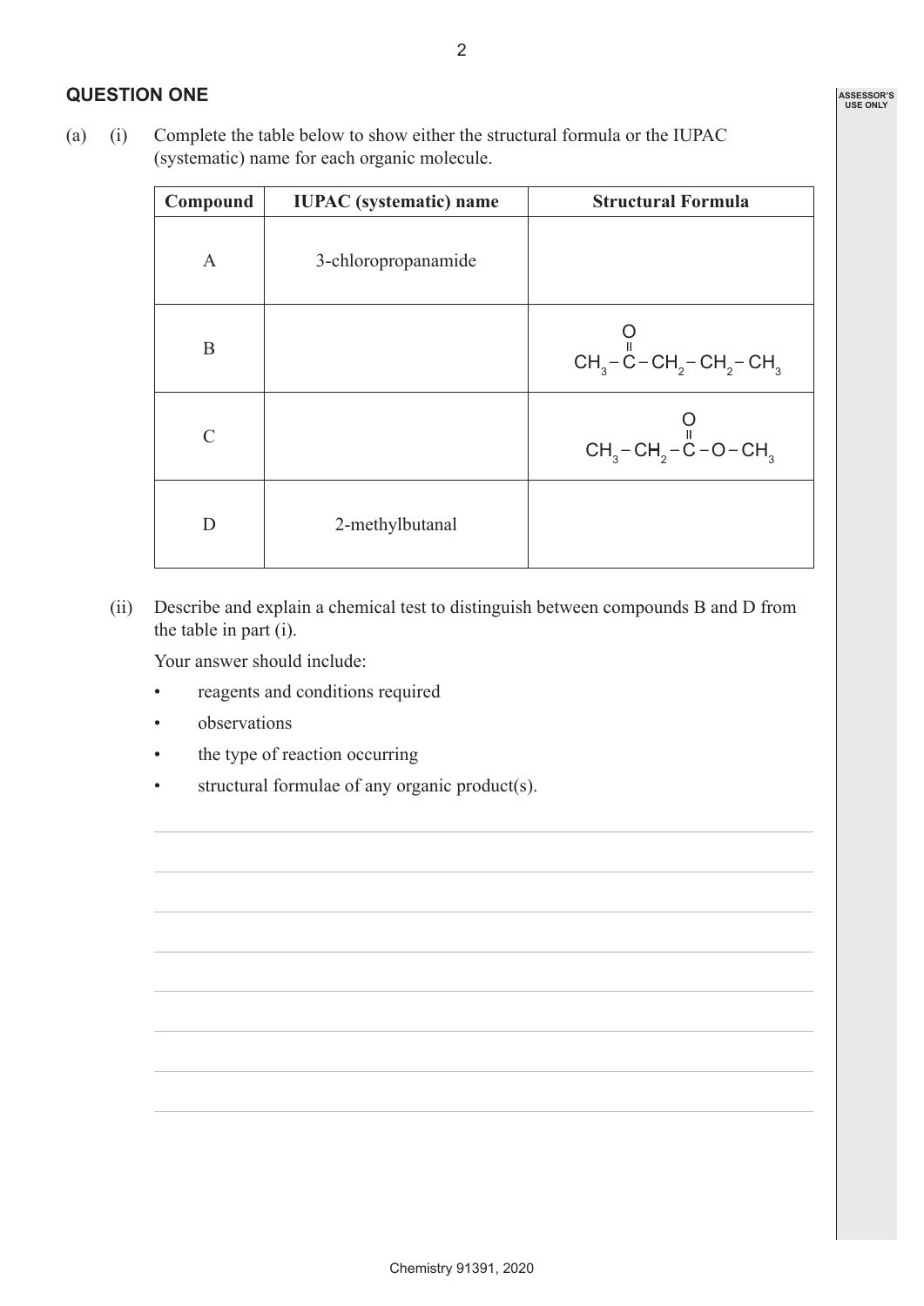## QUESTION ONE

(a) (i) Complete the table below to show either the structural formula or the IUPAC (systematic) name for each organic molecule.

| Compound | IUPAC (systematic) name | Structural Formula |
|---|---|---|
| A | 3-chloropropanamide | |
| B | | $CH_3-C(=O)-CH_2-CH_2-CH_3$ |
| C | | $CH_3-CH_2-C(=O)-O-CH_3$ |
| D | 2-methylbutanal | |

(ii) Describe and explain a chemical test to distinguish between compounds B and D from the table in part (i).

Your answer should include:

- reagents and conditions required
- observations
- the type of reaction occurring
- structural formulae of any organic product(s).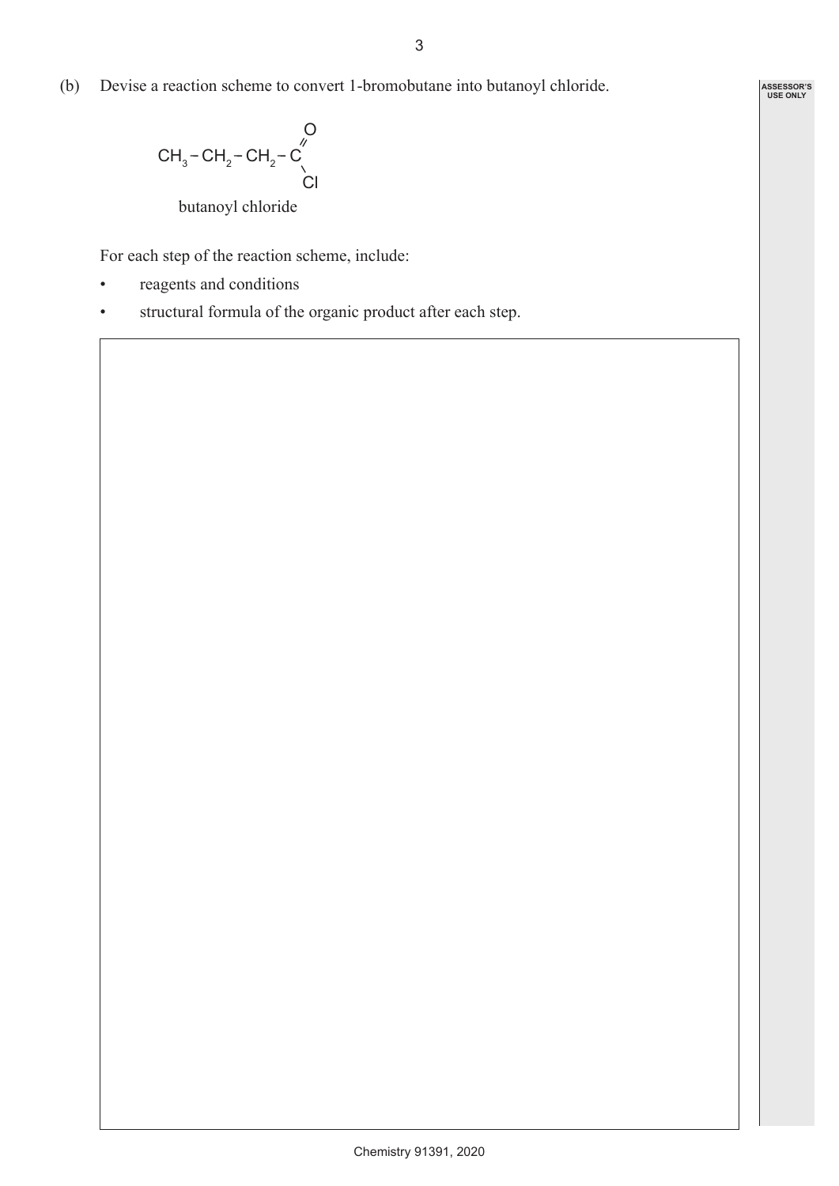(b) Devise a reaction scheme to convert 1-bromobutane into butanoyl chloride.

$$CH_3-CH_2-CH_2-C(=O)-Cl$$

butanoyl chloride

For each step of the reaction scheme, include:

- reagents and conditions
- structural formula of the organic product after each step.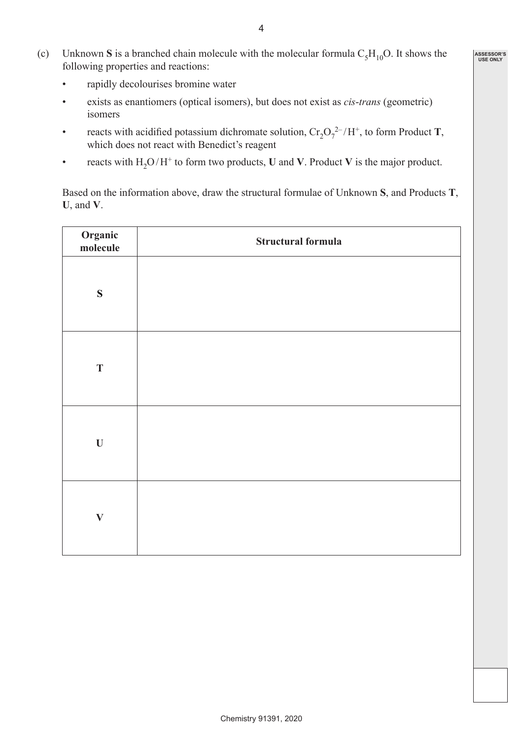(c) Unknown **S** is a branched chain molecule with the molecular formula $C_5H_{10}O$. It shows the following properties and reactions:

- rapidly decolourises bromine water
- exists as enantiomers (optical isomers), but does not exist as *cis*-*trans* (geometric) isomers
- reacts with acidified potassium dichromate solution, $Cr_2O_7^{2-}/H^+$, to form Product **T**, which does not react with Benedict's reagent
- reacts with $H_2O/H^+$ to form two products, **U** and **V**. Product **V** is the major product.

Based on the information above, draw the structural formulae of Unknown **S**, and Products **T**, **U**, and **V**.

| Organic molecule | Structural formula |
|---|---|
| **S** | |
| **T** | |
| **U** | |
| **V** | |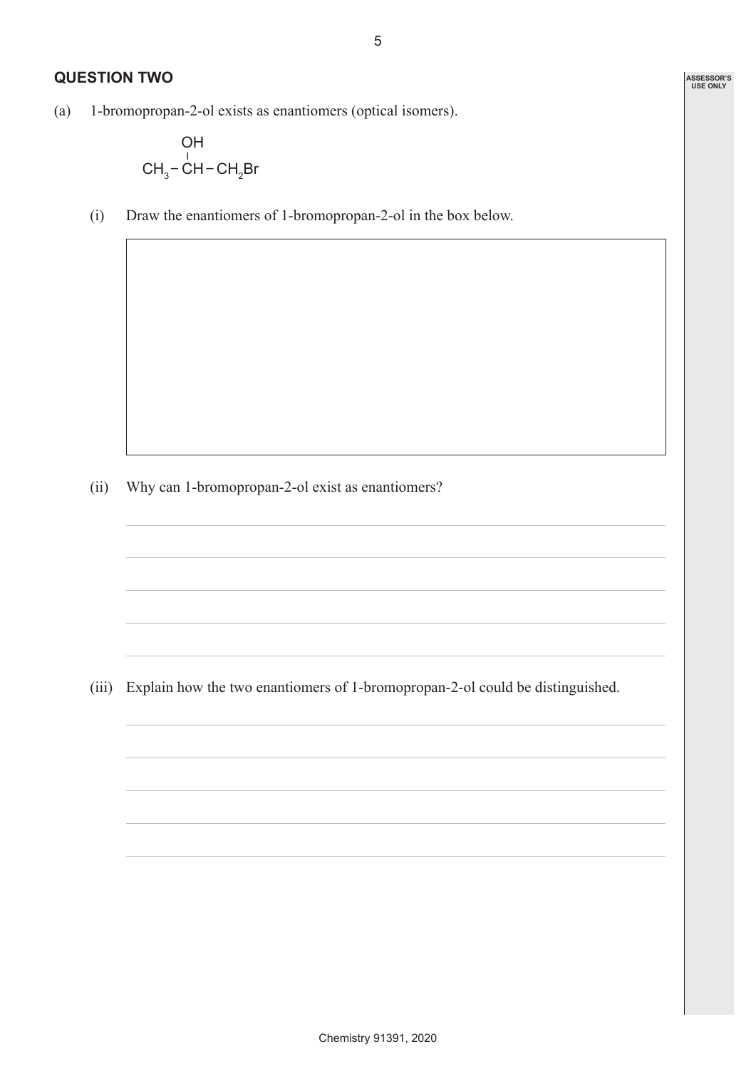## QUESTION TWO

(a) 1-bromopropan-2-ol exists as enantiomers (optical isomers).

$$CH_3-\overset{\displaystyle OH}{\overset{|}{C}H}-CH_2Br$$

(i) Draw the enantiomers of 1-bromopropan-2-ol in the box below.

(ii) Why can 1-bromopropan-2-ol exist as enantiomers?

(iii) Explain how the two enantiomers of 1-bromopropan-2-ol could be distinguished.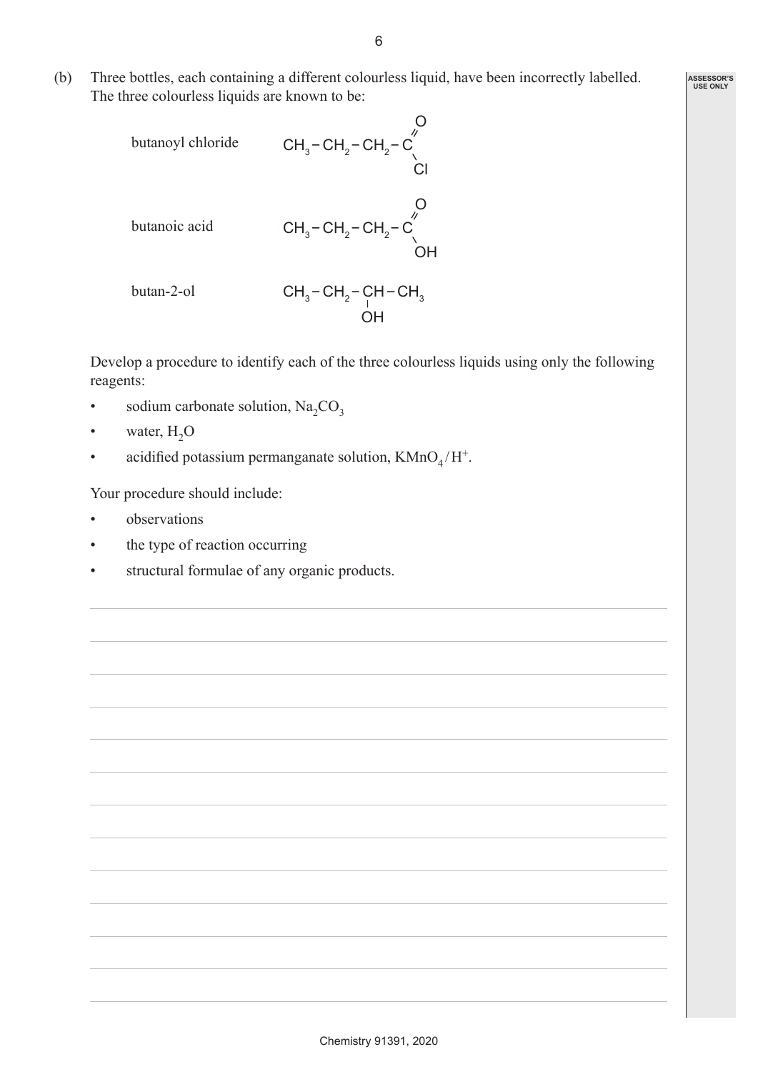(b) Three bottles, each containing a different colourless liquid, have been incorrectly labelled. The three colourless liquids are known to be:

butanoyl chloride $CH_3-CH_2-CH_2-C(=O)-Cl$

butanoic acid $CH_3-CH_2-CH_2-C(=O)-OH$

butan-2-ol $CH_3-CH_2-CH(OH)-CH_3$

Develop a procedure to identify each of the three colourless liquids using only the following reagents:

- sodium carbonate solution, $Na_2CO_3$
- water, $H_2O$
- acidified potassium permanganate solution, $KMnO_4/H^+$.

Your procedure should include:

- observations
- the type of reaction occurring
- structural formulae of any organic products.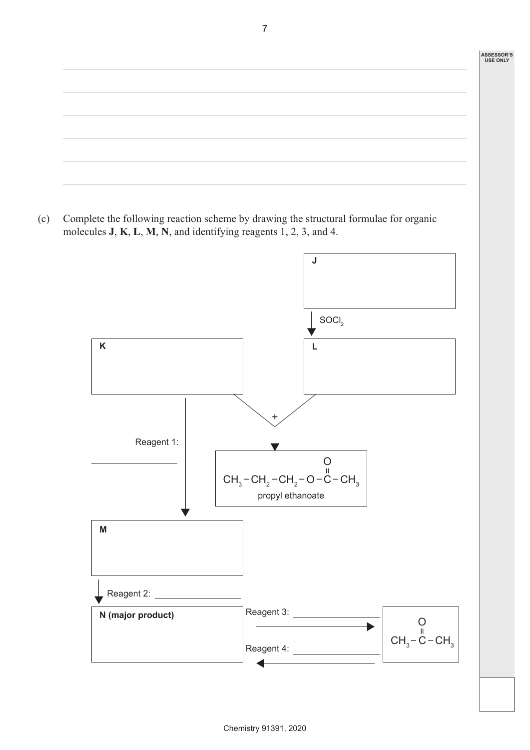(c) Complete the following reaction scheme by drawing the structural formulae for organic molecules **J**, **K**, **L**, **M**, **N**, and identifying reagents 1, 2, 3, and 4.

**J**

↓ $SOCl_2$

**K** | **L**

**K** + **L** →

$$CH_3-CH_2-CH_2-O-\overset{\overset{\displaystyle O}{\|}}{C}-CH_3$$

propyl ethanoate

**K** → (Reagent 1: ______________) → **M**

**M** → (Reagent 2: ______________) → **N (major product)**

**N (major product)** → (Reagent 3: ______________) →

$$CH_3-\overset{\overset{\displaystyle O}{\|}}{C}-CH_3$$

← (Reagent 4: ______________) **N (major product)**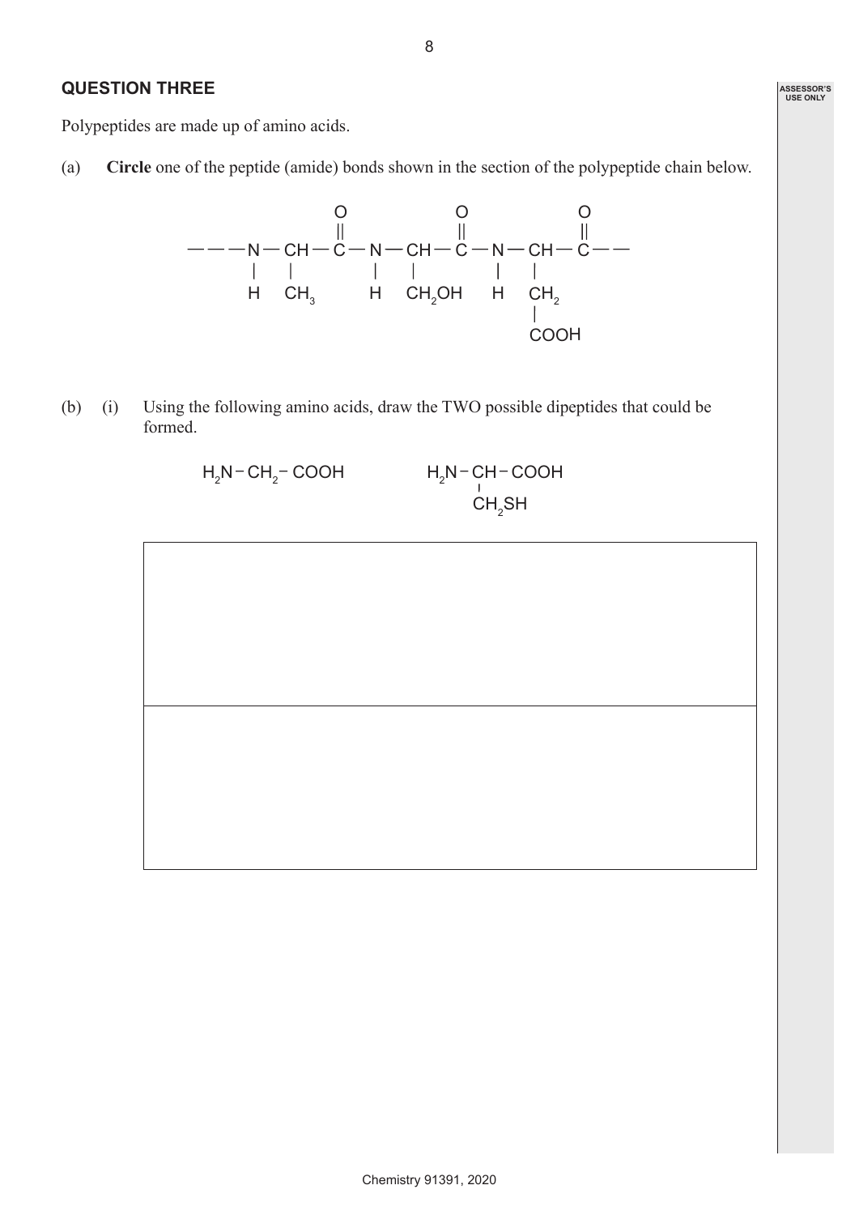## QUESTION THREE

Polypeptides are made up of amino acids.

(a) **Circle** one of the peptide (amide) bonds shown in the section of the polypeptide chain below.

```
                  O                  O                  O
                  ||                 ||                 ||
———N — CH — C — N — CH — C — N — CH — C ——
   |    |         |    |         |    |
   H    CH3       H    CH2OH     H    CH2
                                      |
                                      COOH
```

(b) (i) Using the following amino acids, draw the TWO possible dipeptides that could be formed.

$H_2N - CH_2 - COOH$ $\qquad$ $H_2N - \underset{\displaystyle CH_2SH}{CH} - COOH$

| |
|---|
| |
| |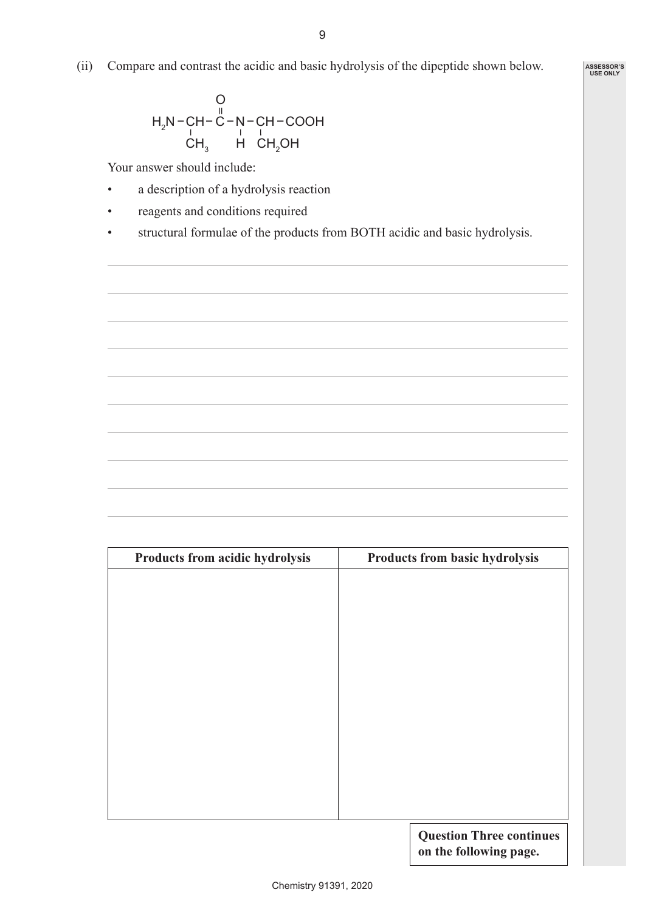(ii) Compare and contrast the acidic and basic hydrolysis of the dipeptide shown below.

$$H_2N-\underset{\displaystyle CH_3}{\underset{|}{CH}}-\overset{\displaystyle O}{\overset{\|}{C}}-\underset{\displaystyle H}{\underset{|}{N}}-\underset{\displaystyle CH_2OH}{\underset{|}{CH}}-COOH$$

Your answer should include:

- a description of a hydrolysis reaction
- reagents and conditions required
- structural formulae of the products from BOTH acidic and basic hydrolysis.

| Products from acidic hydrolysis | Products from basic hydrolysis |
| --- | --- |
| | |

**Question Three continues on the following page.**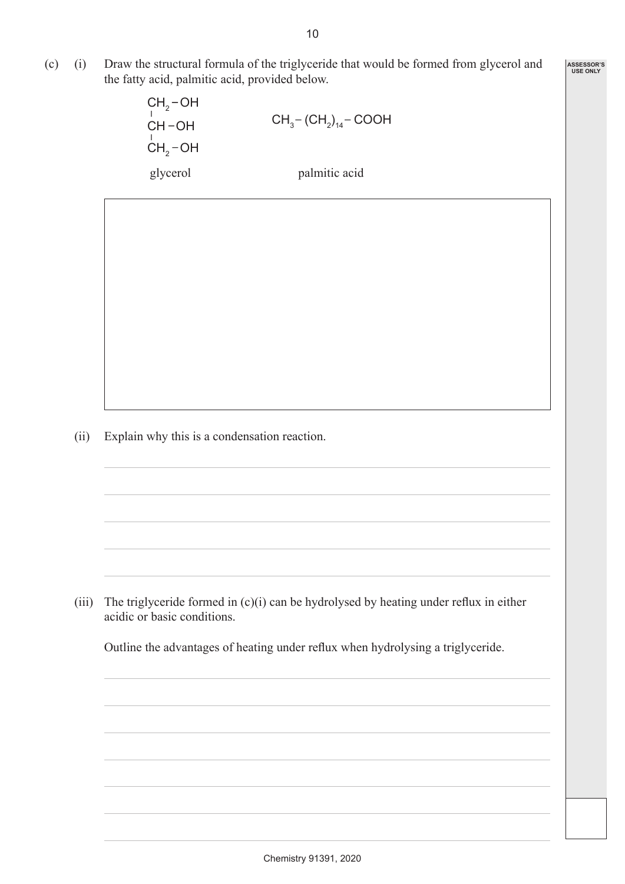(c) (i) Draw the structural formula of the triglyceride that would be formed from glycerol and the fatty acid, palmitic acid, provided below.

$$\begin{array}{l} CH_2-OH \\ | \\ CH-OH \\ | \\ CH_2-OH \end{array}$$

glycerol

$$CH_3-(CH_2)_{14}-COOH$$

palmitic acid

(ii) Explain why this is a condensation reaction.

(iii) The triglyceride formed in (c)(i) can be hydrolysed by heating under reflux in either acidic or basic conditions.

Outline the advantages of heating under reflux when hydrolysing a triglyceride.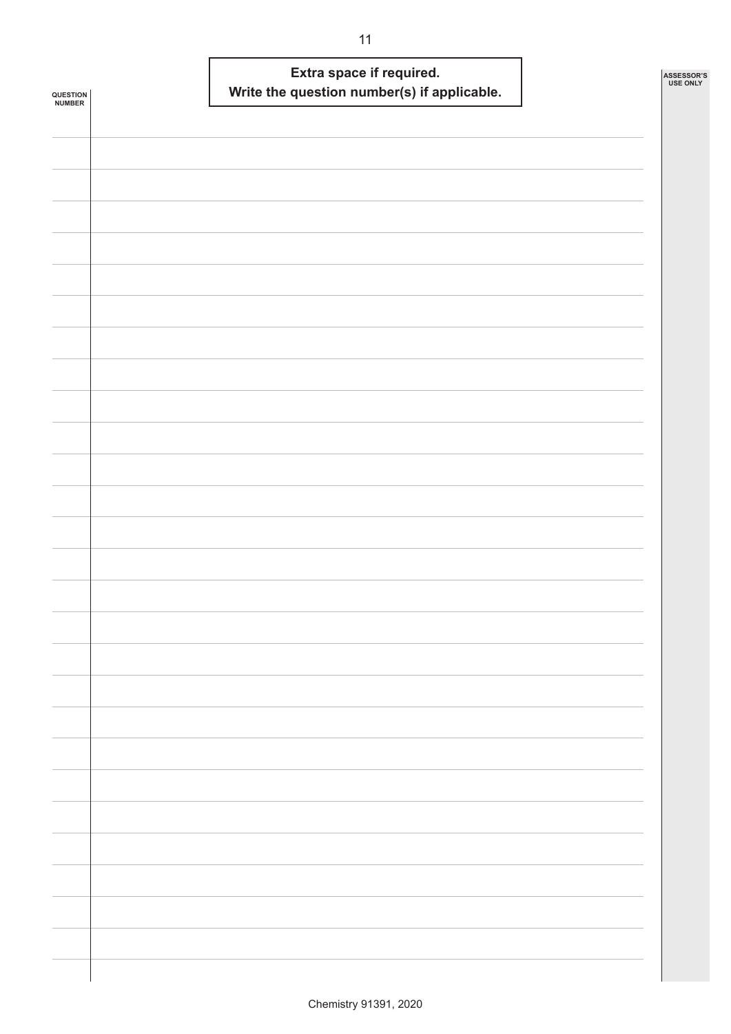**Extra space if required.**
**Write the question number(s) if applicable.**

QUESTION NUMBER

ASSESSOR'S USE ONLY

Chemistry 91391, 2020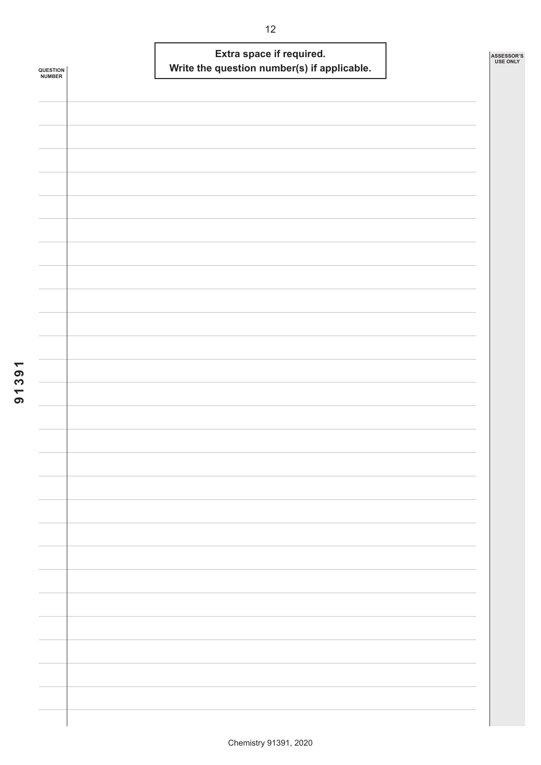**Extra space if required.**
**Write the question number(s) if applicable.**

QUESTION NUMBER

ASSESSOR'S USE ONLY

91391

Chemistry 91391, 2020